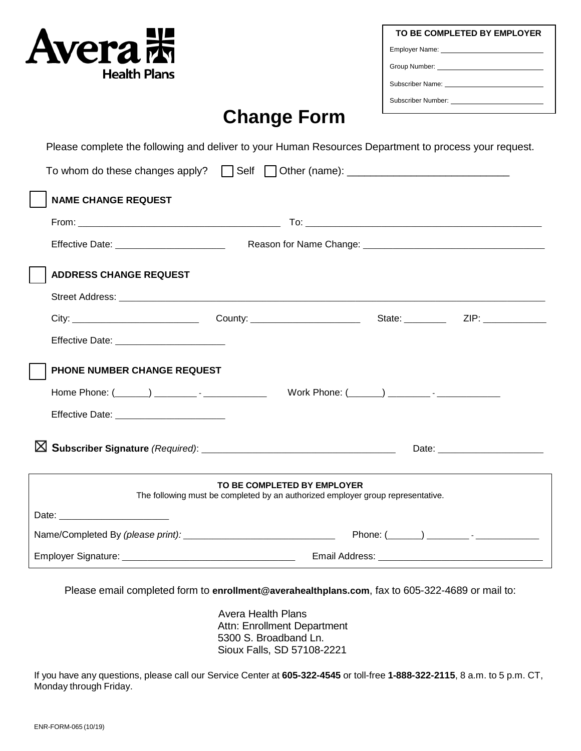Avera Health Plans

**TO BE COMPLETED BY EMPLOYER**

Employer Name: ____________________

Group Number: ____________________

Subscriber Name: ____________________

Subscriber Number: ____________________

# Change Form

Please complete the following and deliver to your Human Resources Department to process your request.

To whom do these changes apply? ☐ Self ☐ Other (name): ____________________________

☐ **NAME CHANGE REQUEST**

From: ________________________________________ To: ______________________________________________

Effective Date: _____________________ Reason for Name Change: __________________________________

☐ **ADDRESS CHANGE REQUEST**

Street Address: ______________________________________________________________________________

City: _________________________ County: ______________________ State: ________ ZIP: ____________

Effective Date: _____________________

☐ **PHONE NUMBER CHANGE REQUEST**

Home Phone: (______) ________ - ____________ Work Phone: (______) ________ - ____________

Effective Date: _____________________

☒ **Subscriber Signature** *(Required)*: ____________________________________ Date: ____________________

**TO BE COMPLETED BY EMPLOYER**

The following must be completed by an authorized employer group representative.

Date: _____________________

Name/Completed By *(please print)*: ______________________________ Phone: (______) ________ - ____________

Employer Signature: _________________________________ Email Address: _______________________________

Please email completed form to **enrollment@averahealthplans.com**, fax to 605-322-4689 or mail to:

Avera Health Plans
Attn: Enrollment Department
5300 S. Broadband Ln.
Sioux Falls, SD 57108-2221

If you have any questions, please call our Service Center at **605-322-4545** or toll-free **1-888-322-2115**, 8 a.m. to 5 p.m. CT, Monday through Friday.

ENR-FORM-065 (10/19)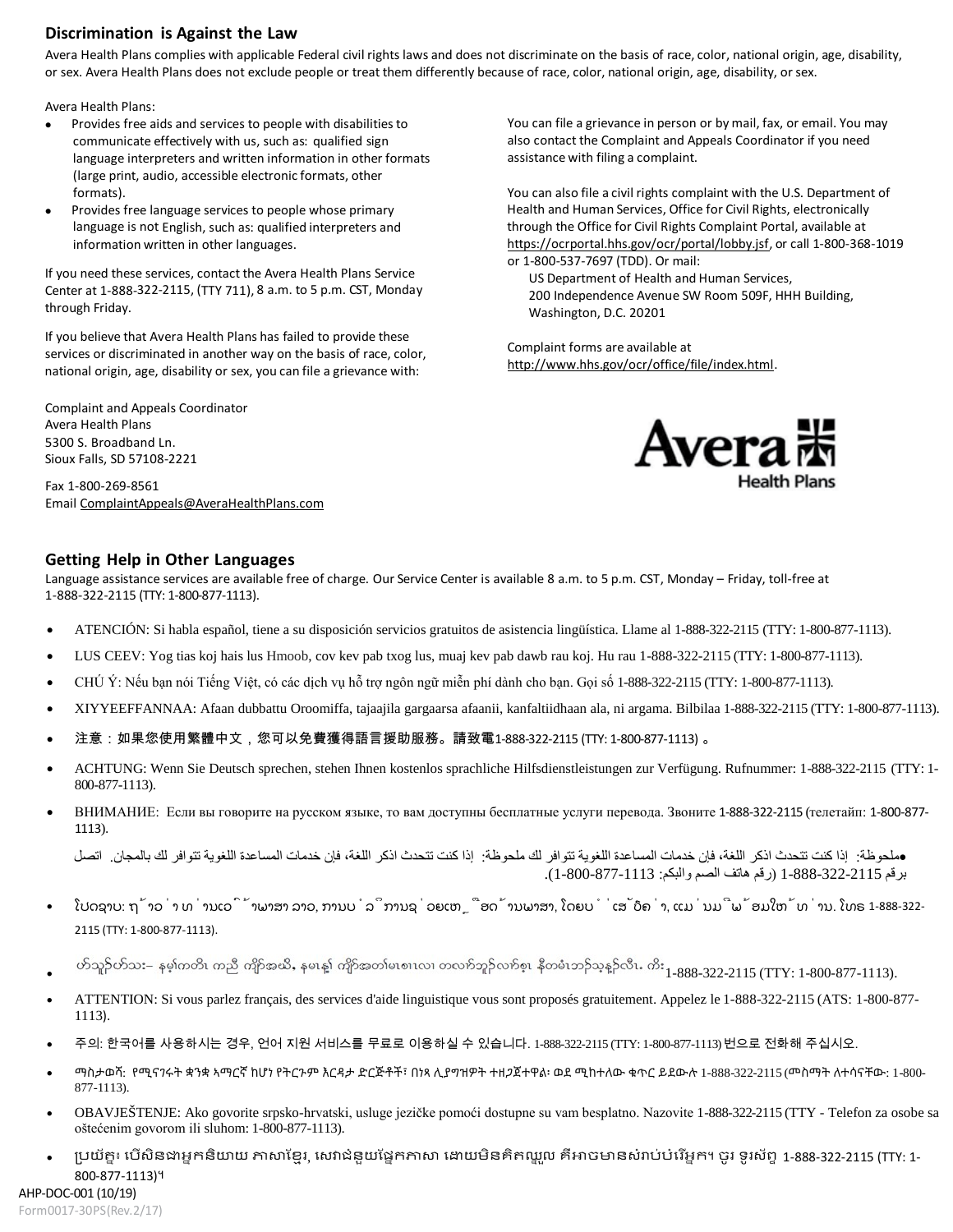## Discrimination is Against the Law

Avera Health Plans complies with applicable Federal civil rights laws and does not discriminate on the basis of race, color, national origin, age, disability, or sex. Avera Health Plans does not exclude people or treat them differently because of race, color, national origin, age, disability, or sex.

Avera Health Plans:

- Provides free aids and services to people with disabilities to communicate effectively with us, such as: qualified sign language interpreters and written information in other formats (large print, audio, accessible electronic formats, other formats).
- Provides free language services to people whose primary language is not English, such as: qualified interpreters and information written in other languages.

If you need these services, contact the Avera Health Plans Service Center at 1-888-322-2115, (TTY 711), 8 a.m. to 5 p.m. CST, Monday through Friday.

If you believe that Avera Health Plans has failed to provide these services or discriminated in another way on the basis of race, color, national origin, age, disability or sex, you can file a grievance with:

Complaint and Appeals Coordinator
Avera Health Plans
5300 S. Broadband Ln.
Sioux Falls, SD 57108-2221

Fax 1-800-269-8561
Email ComplaintAppeals@AveraHealthPlans.com

You can file a grievance in person or by mail, fax, or email. You may also contact the Complaint and Appeals Coordinator if you need assistance with filing a complaint.

You can also file a civil rights complaint with the U.S. Department of Health and Human Services, Office for Civil Rights, electronically through the Office for Civil Rights Complaint Portal, available at https://ocrportal.hhs.gov/ocr/portal/lobby.jsf, or call 1-800-368-1019 or 1-800-537-7697 (TDD). Or mail:
US Department of Health and Human Services,
200 Independence Avenue SW Room 509F, HHH Building,
Washington, D.C. 20201

Complaint forms are available at http://www.hhs.gov/ocr/office/file/index.html.

Avera Health Plans

## Getting Help in Other Languages

Language assistance services are available free of charge. Our Service Center is available 8 a.m. to 5 p.m. CST, Monday – Friday, toll-free at 1-888-322-2115 (TTY: 1-800-877-1113).

- ATENCIÓN: Si habla español, tiene a su disposición servicios gratuitos de asistencia lingüística. Llame al 1-888-322-2115 (TTY: 1-800-877-1113).
- LUS CEEV: Yog tias koj hais lus Hmoob, cov kev pab txog lus, muaj kev pab dawb rau koj. Hu rau 1-888-322-2115 (TTY: 1-800-877-1113).
- CHÚ Ý: Nếu bạn nói Tiếng Việt, có các dịch vụ hỗ trợ ngôn ngữ miễn phí dành cho bạn. Gọi số 1-888-322-2115 (TTY: 1-800-877-1113).
- XIYYEEFFANNAA: Afaan dubbattu Oroomiffa, tajaajila gargaarsa afaanii, kanfaltiidhaan ala, ni argama. Bilbilaa 1-888-322-2115 (TTY: 1-800-877-1113).
- 注意：如果您使用繁體中文，您可以免費獲得語言援助服務。請致電1-888-322-2115 (TTY: 1-800-877-1113) 。
- ACHTUNG: Wenn Sie Deutsch sprechen, stehen Ihnen kostenlos sprachliche Hilfsdienstleistungen zur Verfügung. Rufnummer: 1-888-322-2115 (TTY: 1-800-877-1113).
- ВНИМАНИЕ: Если вы говорите на русском языке, то вам доступны бесплатные услуги перевода. Звоните 1-888-322-2115 (телетайп: 1-800-877-1113).
- ملحوظة: إذا كنت تتحدث اذكر اللغة، فإن خدمات المساعدة اللغوية تتوافر لك ملحوظة: إذا كنت تتحدث اذكر اللغة، فإن خدمات المساعدة اللغوية تتوافر لك بالمجان. اتصل برقم 1-888-322-2115 (رقم هاتف الصم والبكم: 1-800-877-1113).
- ໂປດຊາບ: ຖ້າວ່າ ທ່ານເວົ້າພາສາ ລາວ, ການບໍລິການຊ່ວຍເຫຼືອດ້ານພາສາ, ໂດຍບໍ່ເສັຽຄ່າ, ແມ່ນມີພ້ອມໃຫ້ທ່ານ. ໂທຣ 1-888-322-2115 (TTY: 1-800-877-1113).
- ဟ်သူဍ်ဟ်သး– နမ့်ကတိၤ ကညီ ကျိာ်အယိ, နမၤန့် ကျိာ်အတါမၤစၢၤလၢ တလက်ဘူဍ်လက်စ့ၤ နီတမံၤဘဍ်သ့နှဉ်လီၤ. ကိး 1-888-322-2115 (TTY: 1-800-877-1113).
- ATTENTION: Si vous parlez français, des services d'aide linguistique vous sont proposés gratuitement. Appelez le 1-888-322-2115 (ATS: 1-800-877-1113).
- 주의: 한국어를 사용하시는 경우, 언어 지원 서비스를 무료로 이용하실 수 있습니다. 1-888-322-2115 (TTY: 1-800-877-1113) 번으로 전화해 주십시오.
- ማስታወሻ: የሚናገሩት ቋንቋ ኣማርኛ ከሆነ የትርጉም እርዳታ ድርጅቶች፣ በነጻ ሊያግዝዎት ተዘጋጀተዋል፡ ወደ ሚከተለው ቁጥር ይደውሉ 1-888-322-2115 (መስማት ለተሳናቸው: 1-800-877-1113).
- OBAVJEŠTENJE: Ako govorite srpsko-hrvatski, usluge jezičke pomoći dostupne su vam besplatno. Nazovite 1-888-322-2115 (TTY - Telefon za osobe sa oštećenim govorom ili sluhom: 1-800-877-1113).
- ប្រយ័ត្ន៖ បើសិនជាអ្នកនិយាយ ភាសាខ្មែរ, សេវាជំនួយផ្នែកភាសា ដោយមិនគិតឈ្នួល គឺអាចមានសំរាប់បំរើអ្នក។ ចូរ ទូរស័ព្ទ 1-888-322-2115 (TTY: 1-800-877-1113)។

AHP-DOC-001 (10/19)
Form0017-30PS(Rev.2/17)